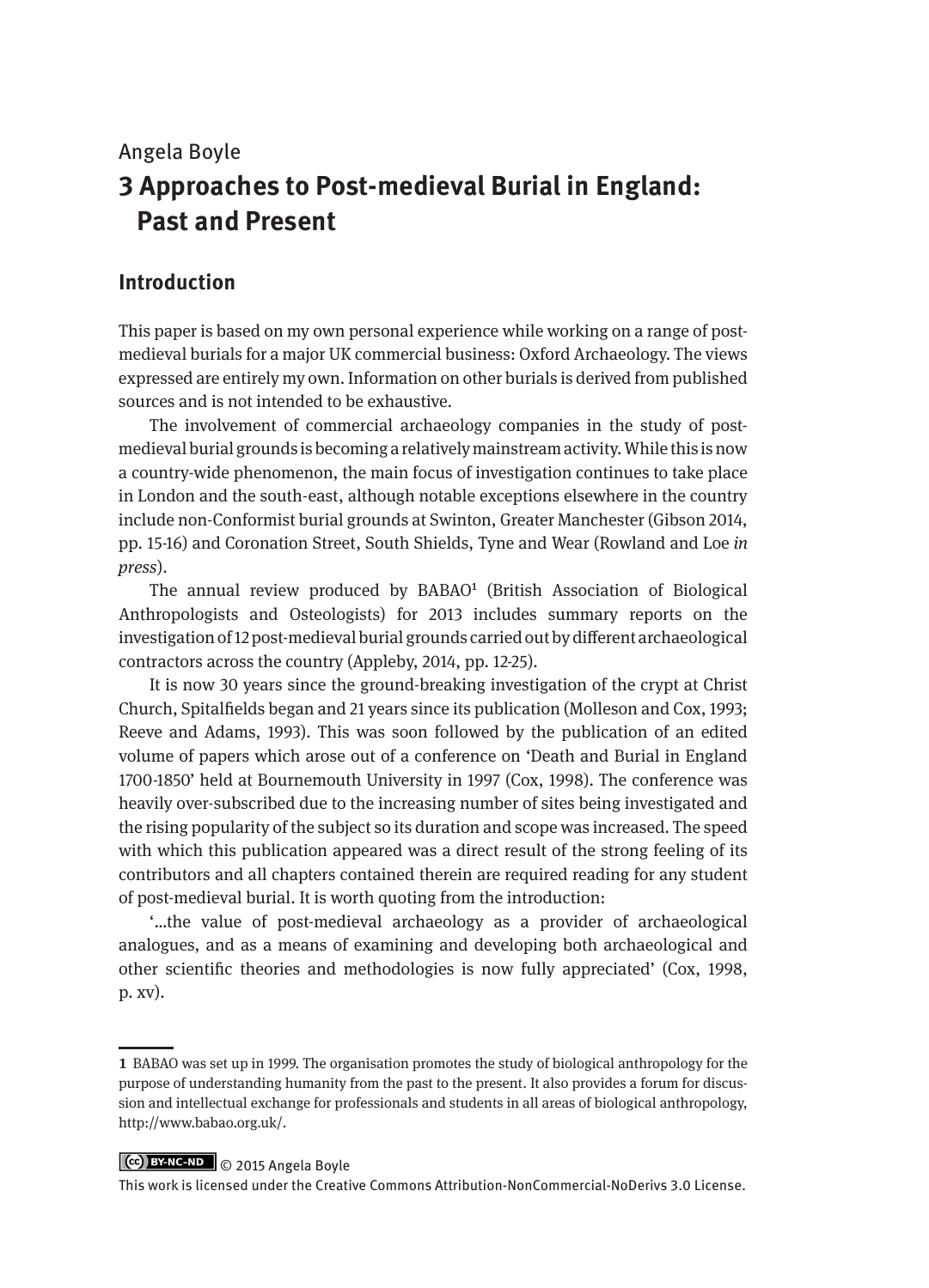Angela Boyle

# 3 Approaches to Post-medieval Burial in England: Past and Present

## Introduction

This paper is based on my own personal experience while working on a range of post-medieval burials for a major UK commercial business: Oxford Archaeology. The views expressed are entirely my own. Information on other burials is derived from published sources and is not intended to be exhaustive.

The involvement of commercial archaeology companies in the study of post-medieval burial grounds is becoming a relatively mainstream activity. While this is now a country-wide phenomenon, the main focus of investigation continues to take place in London and the south-east, although notable exceptions elsewhere in the country include non-Conformist burial grounds at Swinton, Greater Manchester (Gibson 2014, pp. 15-16) and Coronation Street, South Shields, Tyne and Wear (Rowland and Loe *in press*).

The annual review produced by BABAO[1] (British Association of Biological Anthropologists and Osteologists) for 2013 includes summary reports on the investigation of 12 post-medieval burial grounds carried out by different archaeological contractors across the country (Appleby, 2014, pp. 12-25).

It is now 30 years since the ground-breaking investigation of the crypt at Christ Church, Spitalfields began and 21 years since its publication (Molleson and Cox, 1993; Reeve and Adams, 1993). This was soon followed by the publication of an edited volume of papers which arose out of a conference on 'Death and Burial in England 1700-1850' held at Bournemouth University in 1997 (Cox, 1998). The conference was heavily over-subscribed due to the increasing number of sites being investigated and the rising popularity of the subject so its duration and scope was increased. The speed with which this publication appeared was a direct result of the strong feeling of its contributors and all chapters contained therein are required reading for any student of post-medieval burial. It is worth quoting from the introduction:

'...the value of post-medieval archaeology as a provider of archaeological analogues, and as a means of examining and developing both archaeological and other scientific theories and methodologies is now fully appreciated' (Cox, 1998, p. xv).

---

1 BABAO was set up in 1999. The organisation promotes the study of biological anthropology for the purpose of understanding humanity from the past to the present. It also provides a forum for discussion and intellectual exchange for professionals and students in all areas of biological anthropology, http://www.babao.org.uk/.

© 2015 Angela Boyle

This work is licensed under the Creative Commons Attribution-NonCommercial-NoDerivs 3.0 License.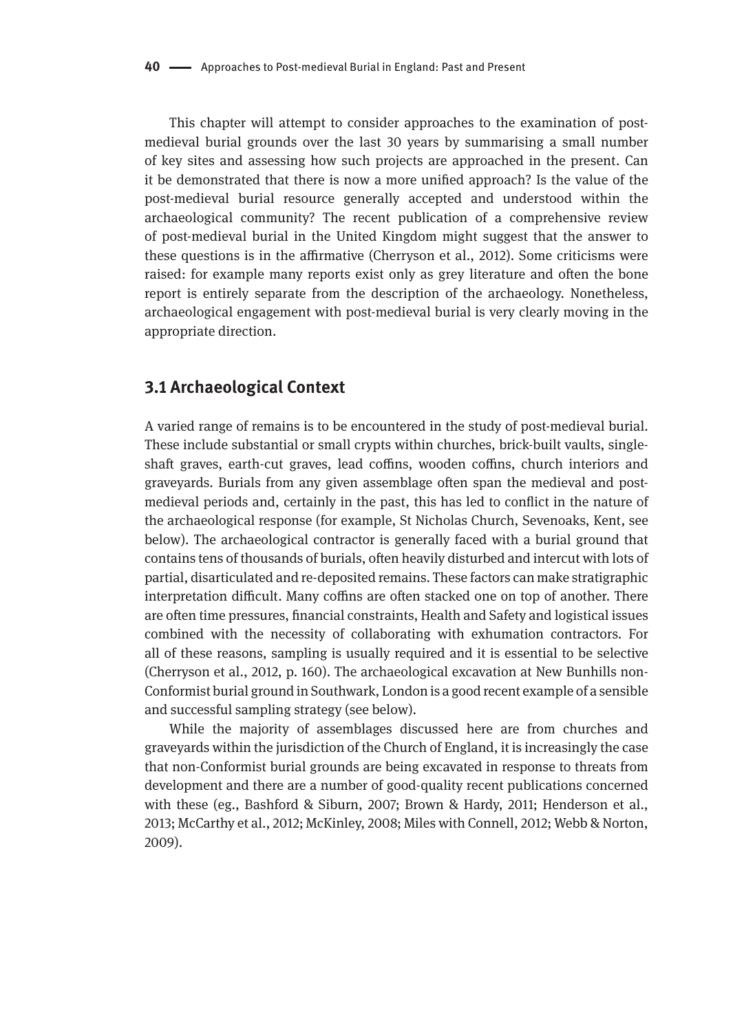This chapter will attempt to consider approaches to the examination of post-medieval burial grounds over the last 30 years by summarising a small number of key sites and assessing how such projects are approached in the present. Can it be demonstrated that there is now a more unified approach? Is the value of the post-medieval burial resource generally accepted and understood within the archaeological community? The recent publication of a comprehensive review of post-medieval burial in the United Kingdom might suggest that the answer to these questions is in the affirmative (Cherryson et al., 2012). Some criticisms were raised: for example many reports exist only as grey literature and often the bone report is entirely separate from the description of the archaeology. Nonetheless, archaeological engagement with post-medieval burial is very clearly moving in the appropriate direction.

## 3.1 Archaeological Context

A varied range of remains is to be encountered in the study of post-medieval burial. These include substantial or small crypts within churches, brick-built vaults, single-shaft graves, earth-cut graves, lead coffins, wooden coffins, church interiors and graveyards. Burials from any given assemblage often span the medieval and post-medieval periods and, certainly in the past, this has led to conflict in the nature of the archaeological response (for example, St Nicholas Church, Sevenoaks, Kent, see below). The archaeological contractor is generally faced with a burial ground that contains tens of thousands of burials, often heavily disturbed and intercut with lots of partial, disarticulated and re-deposited remains. These factors can make stratigraphic interpretation difficult. Many coffins are often stacked one on top of another. There are often time pressures, financial constraints, Health and Safety and logistical issues combined with the necessity of collaborating with exhumation contractors. For all of these reasons, sampling is usually required and it is essential to be selective (Cherryson et al., 2012, p. 160). The archaeological excavation at New Bunhills non-Conformist burial ground in Southwark, London is a good recent example of a sensible and successful sampling strategy (see below).

While the majority of assemblages discussed here are from churches and graveyards within the jurisdiction of the Church of England, it is increasingly the case that non-Conformist burial grounds are being excavated in response to threats from development and there are a number of good-quality recent publications concerned with these (eg., Bashford & Siburn, 2007; Brown & Hardy, 2011; Henderson et al., 2013; McCarthy et al., 2012; McKinley, 2008; Miles with Connell, 2012; Webb & Norton, 2009).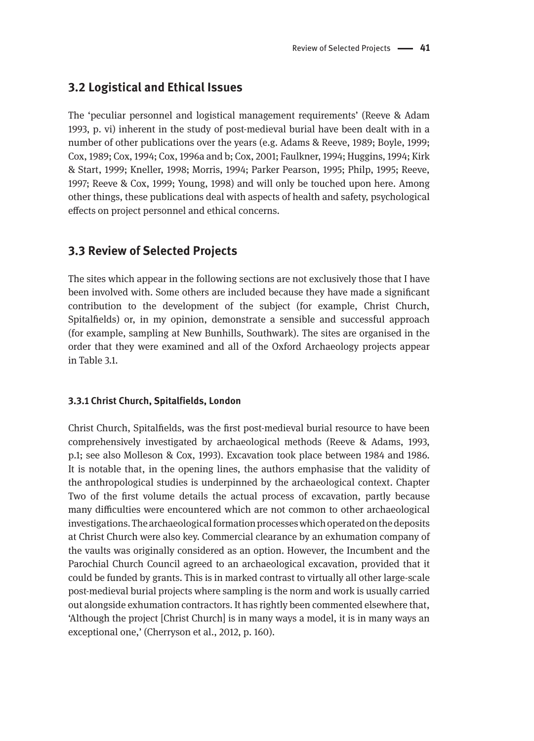## 3.2 Logistical and Ethical Issues

The 'peculiar personnel and logistical management requirements' (Reeve & Adam 1993, p. vi) inherent in the study of post-medieval burial have been dealt with in a number of other publications over the years (e.g. Adams & Reeve, 1989; Boyle, 1999; Cox, 1989; Cox, 1994; Cox, 1996a and b; Cox, 2001; Faulkner, 1994; Huggins, 1994; Kirk & Start, 1999; Kneller, 1998; Morris, 1994; Parker Pearson, 1995; Philp, 1995; Reeve, 1997; Reeve & Cox, 1999; Young, 1998) and will only be touched upon here. Among other things, these publications deal with aspects of health and safety, psychological effects on project personnel and ethical concerns.

## 3.3 Review of Selected Projects

The sites which appear in the following sections are not exclusively those that I have been involved with. Some others are included because they have made a significant contribution to the development of the subject (for example, Christ Church, Spitalfields) or, in my opinion, demonstrate a sensible and successful approach (for example, sampling at New Bunhills, Southwark). The sites are organised in the order that they were examined and all of the Oxford Archaeology projects appear in Table 3.1.

### 3.3.1 Christ Church, Spitalfields, London

Christ Church, Spitalfields, was the first post-medieval burial resource to have been comprehensively investigated by archaeological methods (Reeve & Adams, 1993, p.1; see also Molleson & Cox, 1993). Excavation took place between 1984 and 1986. It is notable that, in the opening lines, the authors emphasise that the validity of the anthropological studies is underpinned by the archaeological context. Chapter Two of the first volume details the actual process of excavation, partly because many difficulties were encountered which are not common to other archaeological investigations. The archaeological formation processes which operated on the deposits at Christ Church were also key. Commercial clearance by an exhumation company of the vaults was originally considered as an option. However, the Incumbent and the Parochial Church Council agreed to an archaeological excavation, provided that it could be funded by grants. This is in marked contrast to virtually all other large-scale post-medieval burial projects where sampling is the norm and work is usually carried out alongside exhumation contractors. It has rightly been commented elsewhere that, 'Although the project [Christ Church] is in many ways a model, it is in many ways an exceptional one,' (Cherryson et al., 2012, p. 160).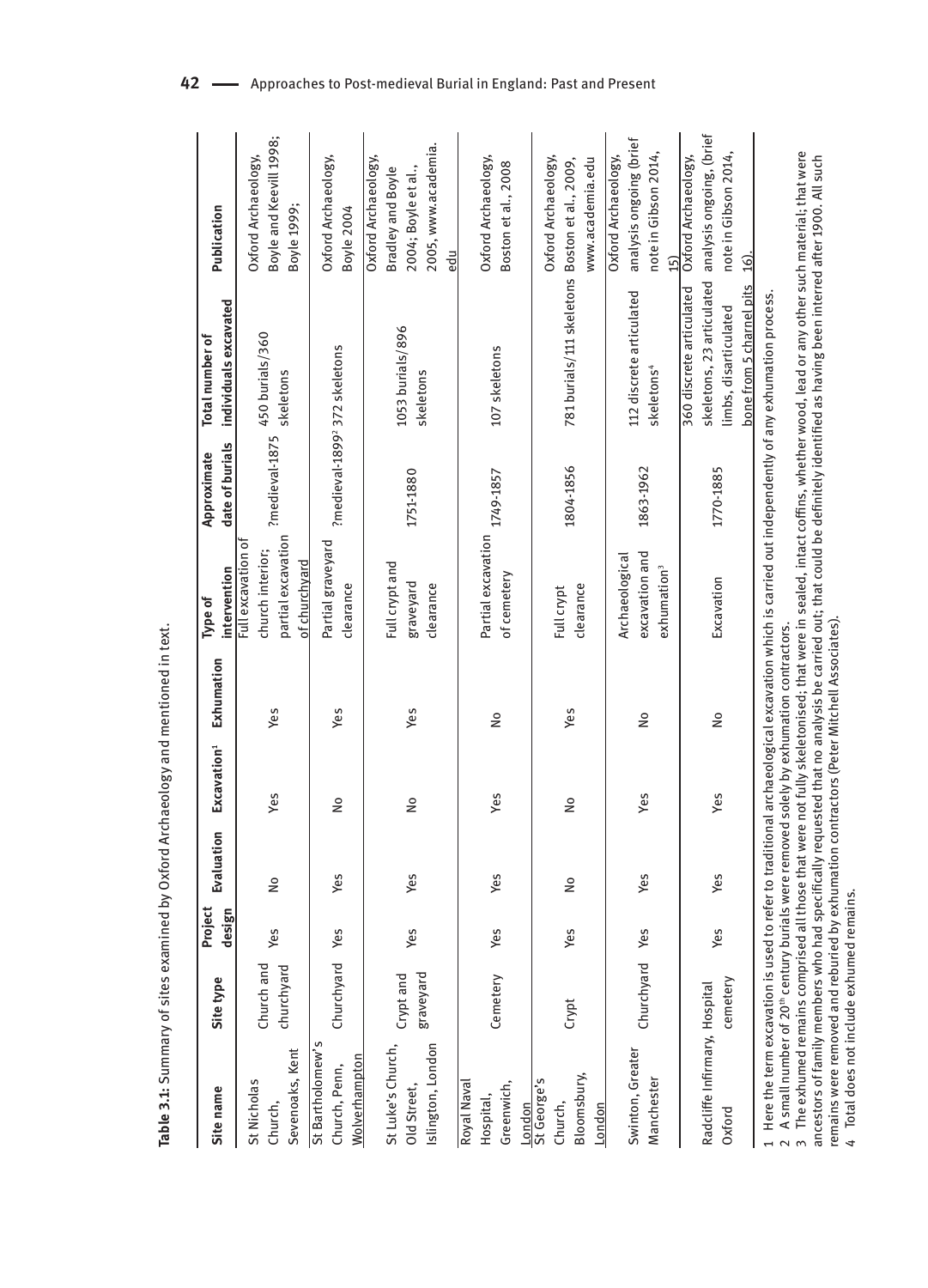**Table 3.1:** Summary of sites examined by Oxford Archaeology and mentioned in text.

| Site name | Site type | Project design | Evaluation | Excavation[1] | Exhumation | Type of intervention | Approximate date of burials | Total number of individuals excavated | Publication |
|---|---|---|---|---|---|---|---|---|---|
| St Nicholas Church, Sevenoaks, Kent | Church and churchyard | Yes | No | Yes | Yes | Full excavation of church interior; partial excavation of churchyard | ?medieval-1875 | 450 burials/360 skeletons | Oxford Archaeology, Boyle and Keevill 1998; Boyle 1999; |
| St Bartholomew's Church, Penn, Wolverhampton | Churchyard | Yes | Yes | No | Yes | Partial graveyard clearance | ?medieval-1899[2] | 372 skeletons | Oxford Archaeology, Boyle 2004 |
| St Luke's Church, Old Street, Islington, London | Crypt and graveyard | Yes | Yes | No | Yes | Full crypt and graveyard clearance | 1751-1880 | 1053 burials/896 skeletons | Oxford Archaeology, Bradley and Boyle 2004; Boyle et al., 2005, www.academia.edu |
| Royal Naval Hospital, Greenwich, London | Cemetery | Yes | Yes | Yes | No | Partial excavation of cemetery | 1749-1857 | 107 skeletons | Oxford Archaeology, Boston et al., 2008 |
| St George's Church, Bloomsbury, London | Crypt | Yes | No | No | Yes | Full crypt clearance | 1804-1856 | 781 burials/111 skeletons | Oxford Archaeology, Boston et al., 2009, www.academia.edu |
| Swinton, Greater Manchester | Churchyard | Yes | Yes | Yes | No | Archaeological excavation and exhumation[3] | 1863-1962 | 112 discrete articulated skeletons[4] | Oxford Archaeology, analysis ongoing (brief note in Gibson 2014, 15) |
| Radcliffe Infirmary, Oxford | Hospital cemetery | Yes | Yes | Yes | No | Excavation | 1770-1885 | 360 discrete articulated skeletons, 23 articulated limbs, disarticulated bone from 5 charnel pits | Oxford Archaeology, analysis ongoing, (brief note in Gibson 2014, 16). |

1 Here the term excavation is used to refer to traditional archaeological excavation which is carried out independently of any exhumation process.
2 A small number of 20th century burials were removed solely by exhumation contractors.
3 The exhumed remains comprised all those that were not fully skeletonised; that were in sealed, intact coffins, whether wood, lead or any other such material; that were ancestors of family members who had specifically requested that no analysis be carried out; that could be definitely identified as having been interred after 1900. All such remains were removed and reburied by exhumation contractors (Peter Mitchell Associates).
4 Total does not include exhumed remains.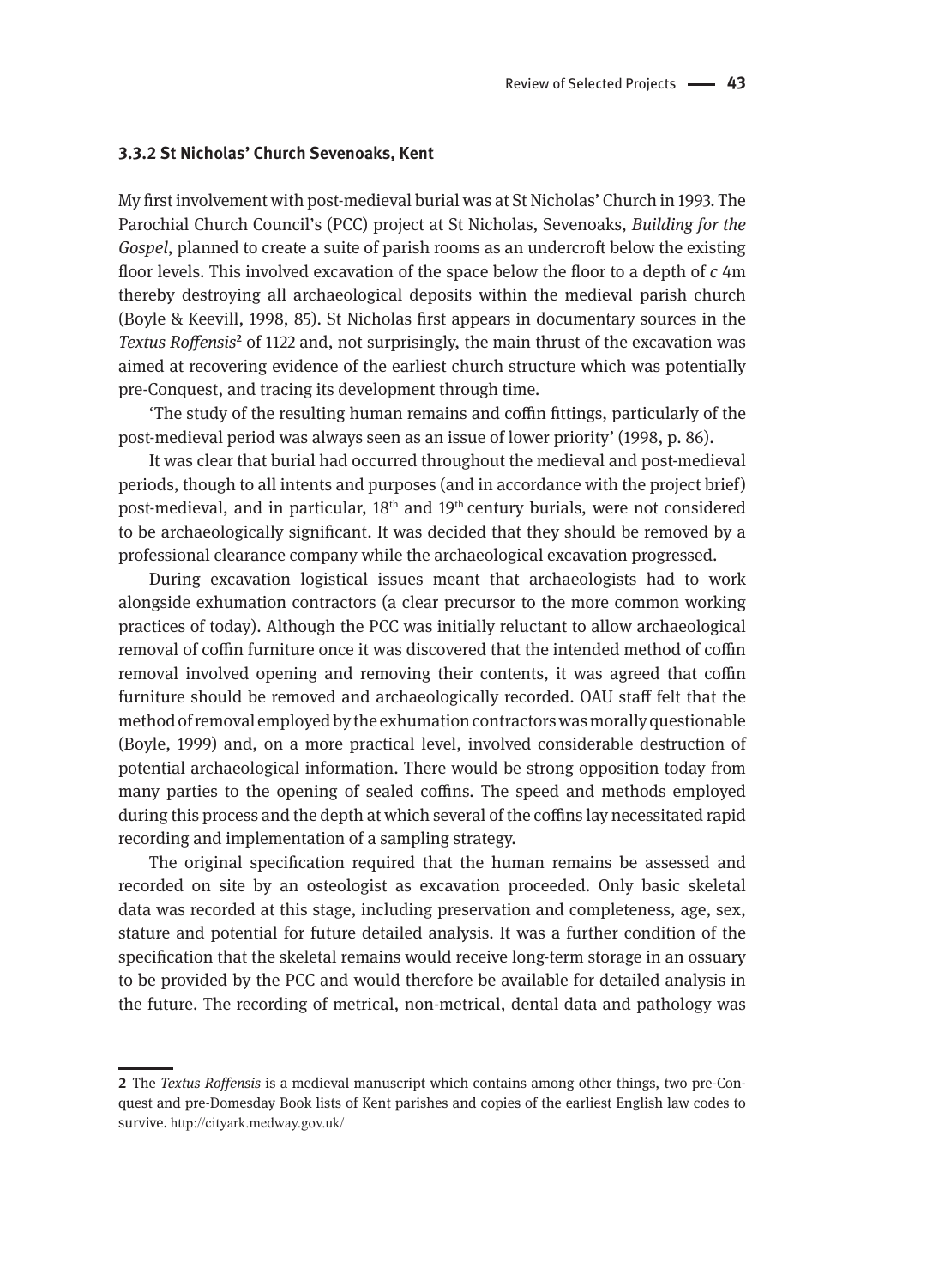### 3.3.2 St Nicholas' Church Sevenoaks, Kent

My first involvement with post-medieval burial was at St Nicholas' Church in 1993. The Parochial Church Council's (PCC) project at St Nicholas, Sevenoaks, *Building for the Gospel*, planned to create a suite of parish rooms as an undercroft below the existing floor levels. This involved excavation of the space below the floor to a depth of *c* 4m thereby destroying all archaeological deposits within the medieval parish church (Boyle & Keevill, 1998, 85). St Nicholas first appears in documentary sources in the *Textus Roffensis*[2] of 1122 and, not surprisingly, the main thrust of the excavation was aimed at recovering evidence of the earliest church structure which was potentially pre-Conquest, and tracing its development through time.

'The study of the resulting human remains and coffin fittings, particularly of the post-medieval period was always seen as an issue of lower priority' (1998, p. 86).

It was clear that burial had occurred throughout the medieval and post-medieval periods, though to all intents and purposes (and in accordance with the project brief) post-medieval, and in particular, 18th and 19th century burials, were not considered to be archaeologically significant. It was decided that they should be removed by a professional clearance company while the archaeological excavation progressed.

During excavation logistical issues meant that archaeologists had to work alongside exhumation contractors (a clear precursor to the more common working practices of today). Although the PCC was initially reluctant to allow archaeological removal of coffin furniture once it was discovered that the intended method of coffin removal involved opening and removing their contents, it was agreed that coffin furniture should be removed and archaeologically recorded. OAU staff felt that the method of removal employed by the exhumation contractors was morally questionable (Boyle, 1999) and, on a more practical level, involved considerable destruction of potential archaeological information. There would be strong opposition today from many parties to the opening of sealed coffins. The speed and methods employed during this process and the depth at which several of the coffins lay necessitated rapid recording and implementation of a sampling strategy.

The original specification required that the human remains be assessed and recorded on site by an osteologist as excavation proceeded. Only basic skeletal data was recorded at this stage, including preservation and completeness, age, sex, stature and potential for future detailed analysis. It was a further condition of the specification that the skeletal remains would receive long-term storage in an ossuary to be provided by the PCC and would therefore be available for detailed analysis in the future. The recording of metrical, non-metrical, dental data and pathology was

---

**2** The *Textus Roffensis* is a medieval manuscript which contains among other things, two pre-Conquest and pre-Domesday Book lists of Kent parishes and copies of the earliest English law codes to survive. http://cityark.medway.gov.uk/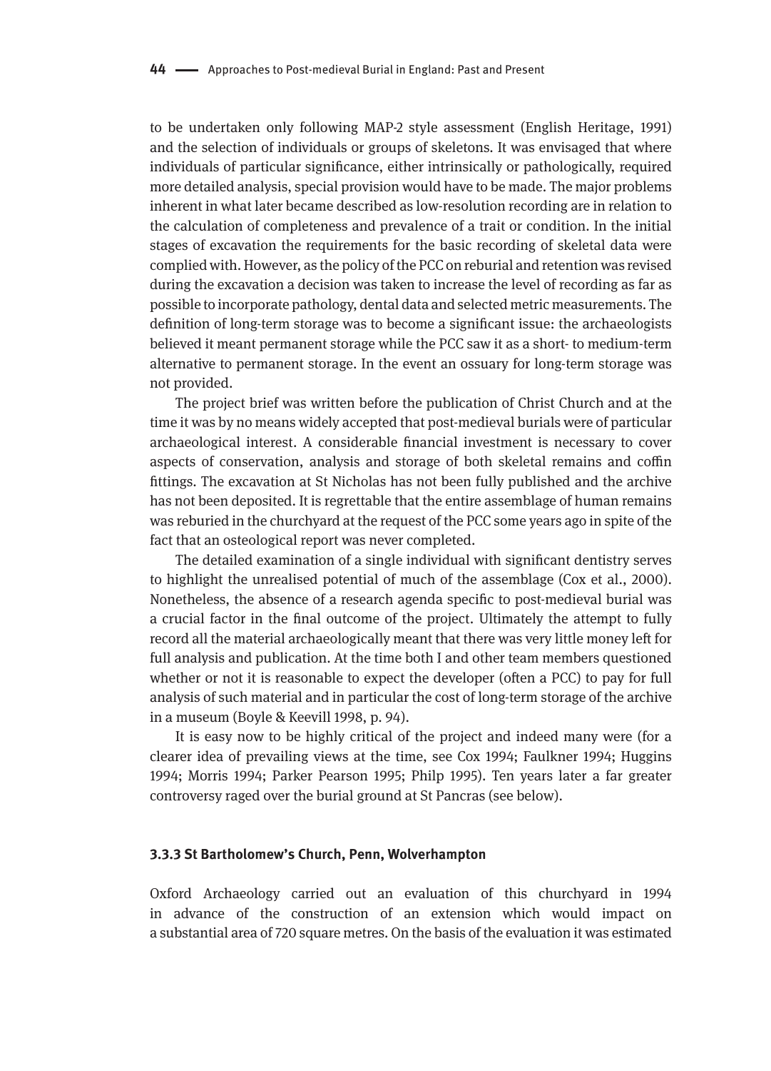to be undertaken only following MAP-2 style assessment (English Heritage, 1991) and the selection of individuals or groups of skeletons. It was envisaged that where individuals of particular significance, either intrinsically or pathologically, required more detailed analysis, special provision would have to be made. The major problems inherent in what later became described as low-resolution recording are in relation to the calculation of completeness and prevalence of a trait or condition. In the initial stages of excavation the requirements for the basic recording of skeletal data were complied with. However, as the policy of the PCC on reburial and retention was revised during the excavation a decision was taken to increase the level of recording as far as possible to incorporate pathology, dental data and selected metric measurements. The definition of long-term storage was to become a significant issue: the archaeologists believed it meant permanent storage while the PCC saw it as a short- to medium-term alternative to permanent storage. In the event an ossuary for long-term storage was not provided.

The project brief was written before the publication of Christ Church and at the time it was by no means widely accepted that post-medieval burials were of particular archaeological interest. A considerable financial investment is necessary to cover aspects of conservation, analysis and storage of both skeletal remains and coffin fittings. The excavation at St Nicholas has not been fully published and the archive has not been deposited. It is regrettable that the entire assemblage of human remains was reburied in the churchyard at the request of the PCC some years ago in spite of the fact that an osteological report was never completed.

The detailed examination of a single individual with significant dentistry serves to highlight the unrealised potential of much of the assemblage (Cox et al., 2000). Nonetheless, the absence of a research agenda specific to post-medieval burial was a crucial factor in the final outcome of the project. Ultimately the attempt to fully record all the material archaeologically meant that there was very little money left for full analysis and publication. At the time both I and other team members questioned whether or not it is reasonable to expect the developer (often a PCC) to pay for full analysis of such material and in particular the cost of long-term storage of the archive in a museum (Boyle & Keevill 1998, p. 94).

It is easy now to be highly critical of the project and indeed many were (for a clearer idea of prevailing views at the time, see Cox 1994; Faulkner 1994; Huggins 1994; Morris 1994; Parker Pearson 1995; Philp 1995). Ten years later a far greater controversy raged over the burial ground at St Pancras (see below).

### 3.3.3 St Bartholomew's Church, Penn, Wolverhampton

Oxford Archaeology carried out an evaluation of this churchyard in 1994 in advance of the construction of an extension which would impact on a substantial area of 720 square metres. On the basis of the evaluation it was estimated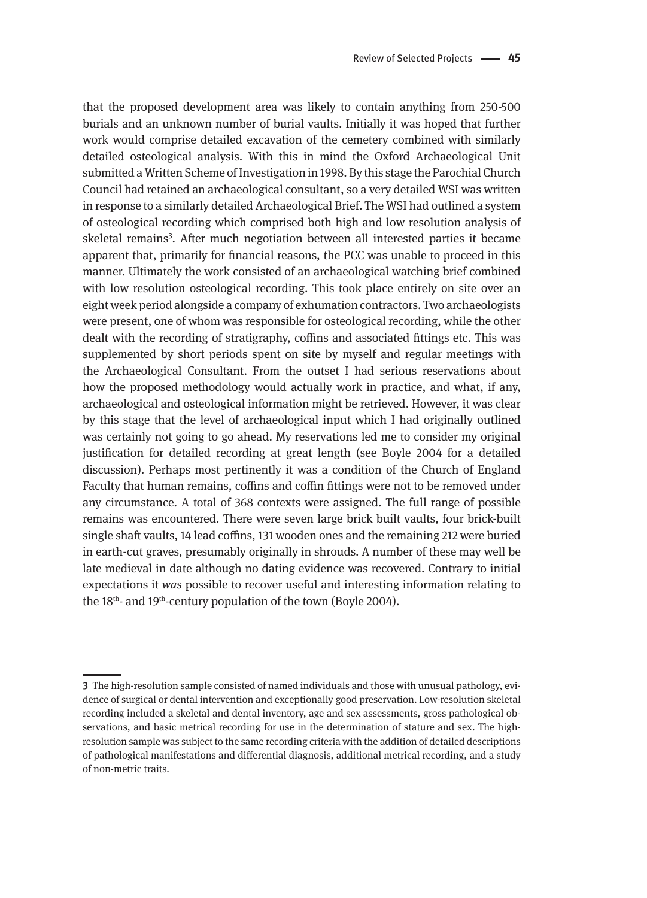that the proposed development area was likely to contain anything from 250-500 burials and an unknown number of burial vaults. Initially it was hoped that further work would comprise detailed excavation of the cemetery combined with similarly detailed osteological analysis. With this in mind the Oxford Archaeological Unit submitted a Written Scheme of Investigation in 1998. By this stage the Parochial Church Council had retained an archaeological consultant, so a very detailed WSI was written in response to a similarly detailed Archaeological Brief. The WSI had outlined a system of osteological recording which comprised both high and low resolution analysis of skeletal remains[3]. After much negotiation between all interested parties it became apparent that, primarily for financial reasons, the PCC was unable to proceed in this manner. Ultimately the work consisted of an archaeological watching brief combined with low resolution osteological recording. This took place entirely on site over an eight week period alongside a company of exhumation contractors. Two archaeologists were present, one of whom was responsible for osteological recording, while the other dealt with the recording of stratigraphy, coffins and associated fittings etc. This was supplemented by short periods spent on site by myself and regular meetings with the Archaeological Consultant. From the outset I had serious reservations about how the proposed methodology would actually work in practice, and what, if any, archaeological and osteological information might be retrieved. However, it was clear by this stage that the level of archaeological input which I had originally outlined was certainly not going to go ahead. My reservations led me to consider my original justification for detailed recording at great length (see Boyle 2004 for a detailed discussion). Perhaps most pertinently it was a condition of the Church of England Faculty that human remains, coffins and coffin fittings were not to be removed under any circumstance. A total of 368 contexts were assigned. The full range of possible remains was encountered. There were seven large brick built vaults, four brick-built single shaft vaults, 14 lead coffins, 131 wooden ones and the remaining 212 were buried in earth-cut graves, presumably originally in shrouds. A number of these may well be late medieval in date although no dating evidence was recovered. Contrary to initial expectations it *was* possible to recover useful and interesting information relating to the 18th- and 19th-century population of the town (Boyle 2004).

---

**3** The high-resolution sample consisted of named individuals and those with unusual pathology, evidence of surgical or dental intervention and exceptionally good preservation. Low-resolution skeletal recording included a skeletal and dental inventory, age and sex assessments, gross pathological observations, and basic metrical recording for use in the determination of stature and sex. The high-resolution sample was subject to the same recording criteria with the addition of detailed descriptions of pathological manifestations and differential diagnosis, additional metrical recording, and a study of non-metric traits.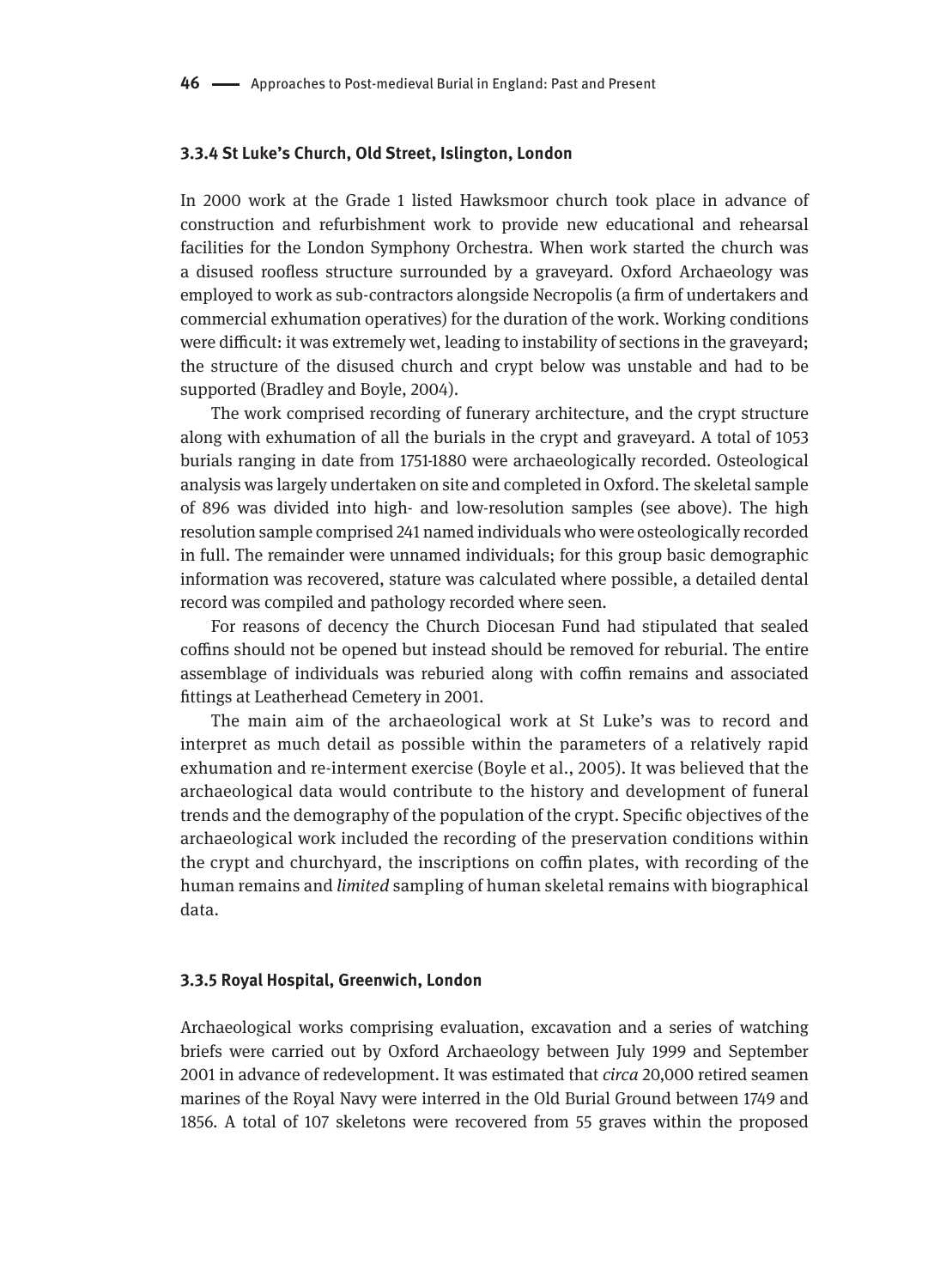### 3.3.4 St Luke's Church, Old Street, Islington, London

In 2000 work at the Grade 1 listed Hawksmoor church took place in advance of construction and refurbishment work to provide new educational and rehearsal facilities for the London Symphony Orchestra. When work started the church was a disused roofless structure surrounded by a graveyard. Oxford Archaeology was employed to work as sub-contractors alongside Necropolis (a firm of undertakers and commercial exhumation operatives) for the duration of the work. Working conditions were difficult: it was extremely wet, leading to instability of sections in the graveyard; the structure of the disused church and crypt below was unstable and had to be supported (Bradley and Boyle, 2004).

The work comprised recording of funerary architecture, and the crypt structure along with exhumation of all the burials in the crypt and graveyard. A total of 1053 burials ranging in date from 1751-1880 were archaeologically recorded. Osteological analysis was largely undertaken on site and completed in Oxford. The skeletal sample of 896 was divided into high- and low-resolution samples (see above). The high resolution sample comprised 241 named individuals who were osteologically recorded in full. The remainder were unnamed individuals; for this group basic demographic information was recovered, stature was calculated where possible, a detailed dental record was compiled and pathology recorded where seen.

For reasons of decency the Church Diocesan Fund had stipulated that sealed coffins should not be opened but instead should be removed for reburial. The entire assemblage of individuals was reburied along with coffin remains and associated fittings at Leatherhead Cemetery in 2001.

The main aim of the archaeological work at St Luke's was to record and interpret as much detail as possible within the parameters of a relatively rapid exhumation and re-interment exercise (Boyle et al., 2005). It was believed that the archaeological data would contribute to the history and development of funeral trends and the demography of the population of the crypt. Specific objectives of the archaeological work included the recording of the preservation conditions within the crypt and churchyard, the inscriptions on coffin plates, with recording of the human remains and *limited* sampling of human skeletal remains with biographical data.

### 3.3.5 Royal Hospital, Greenwich, London

Archaeological works comprising evaluation, excavation and a series of watching briefs were carried out by Oxford Archaeology between July 1999 and September 2001 in advance of redevelopment. It was estimated that *circa* 20,000 retired seamen marines of the Royal Navy were interred in the Old Burial Ground between 1749 and 1856. A total of 107 skeletons were recovered from 55 graves within the proposed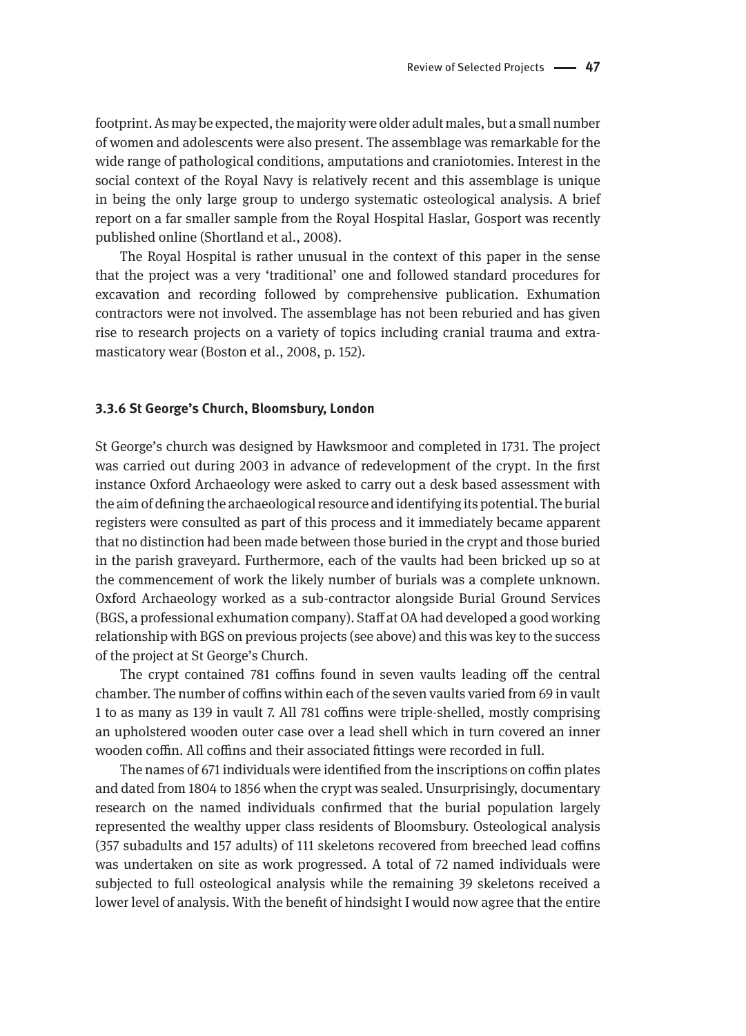footprint. As may be expected, the majority were older adult males, but a small number of women and adolescents were also present. The assemblage was remarkable for the wide range of pathological conditions, amputations and craniotomies. Interest in the social context of the Royal Navy is relatively recent and this assemblage is unique in being the only large group to undergo systematic osteological analysis. A brief report on a far smaller sample from the Royal Hospital Haslar, Gosport was recently published online (Shortland et al., 2008).

The Royal Hospital is rather unusual in the context of this paper in the sense that the project was a very 'traditional' one and followed standard procedures for excavation and recording followed by comprehensive publication. Exhumation contractors were not involved. The assemblage has not been reburied and has given rise to research projects on a variety of topics including cranial trauma and extra-masticatory wear (Boston et al., 2008, p. 152).

### 3.3.6 St George's Church, Bloomsbury, London

St George's church was designed by Hawksmoor and completed in 1731. The project was carried out during 2003 in advance of redevelopment of the crypt. In the first instance Oxford Archaeology were asked to carry out a desk based assessment with the aim of defining the archaeological resource and identifying its potential. The burial registers were consulted as part of this process and it immediately became apparent that no distinction had been made between those buried in the crypt and those buried in the parish graveyard. Furthermore, each of the vaults had been bricked up so at the commencement of work the likely number of burials was a complete unknown. Oxford Archaeology worked as a sub-contractor alongside Burial Ground Services (BGS, a professional exhumation company). Staff at OA had developed a good working relationship with BGS on previous projects (see above) and this was key to the success of the project at St George's Church.

The crypt contained 781 coffins found in seven vaults leading off the central chamber. The number of coffins within each of the seven vaults varied from 69 in vault 1 to as many as 139 in vault 7. All 781 coffins were triple-shelled, mostly comprising an upholstered wooden outer case over a lead shell which in turn covered an inner wooden coffin. All coffins and their associated fittings were recorded in full.

The names of 671 individuals were identified from the inscriptions on coffin plates and dated from 1804 to 1856 when the crypt was sealed. Unsurprisingly, documentary research on the named individuals confirmed that the burial population largely represented the wealthy upper class residents of Bloomsbury. Osteological analysis (357 subadults and 157 adults) of 111 skeletons recovered from breeched lead coffins was undertaken on site as work progressed. A total of 72 named individuals were subjected to full osteological analysis while the remaining 39 skeletons received a lower level of analysis. With the benefit of hindsight I would now agree that the entire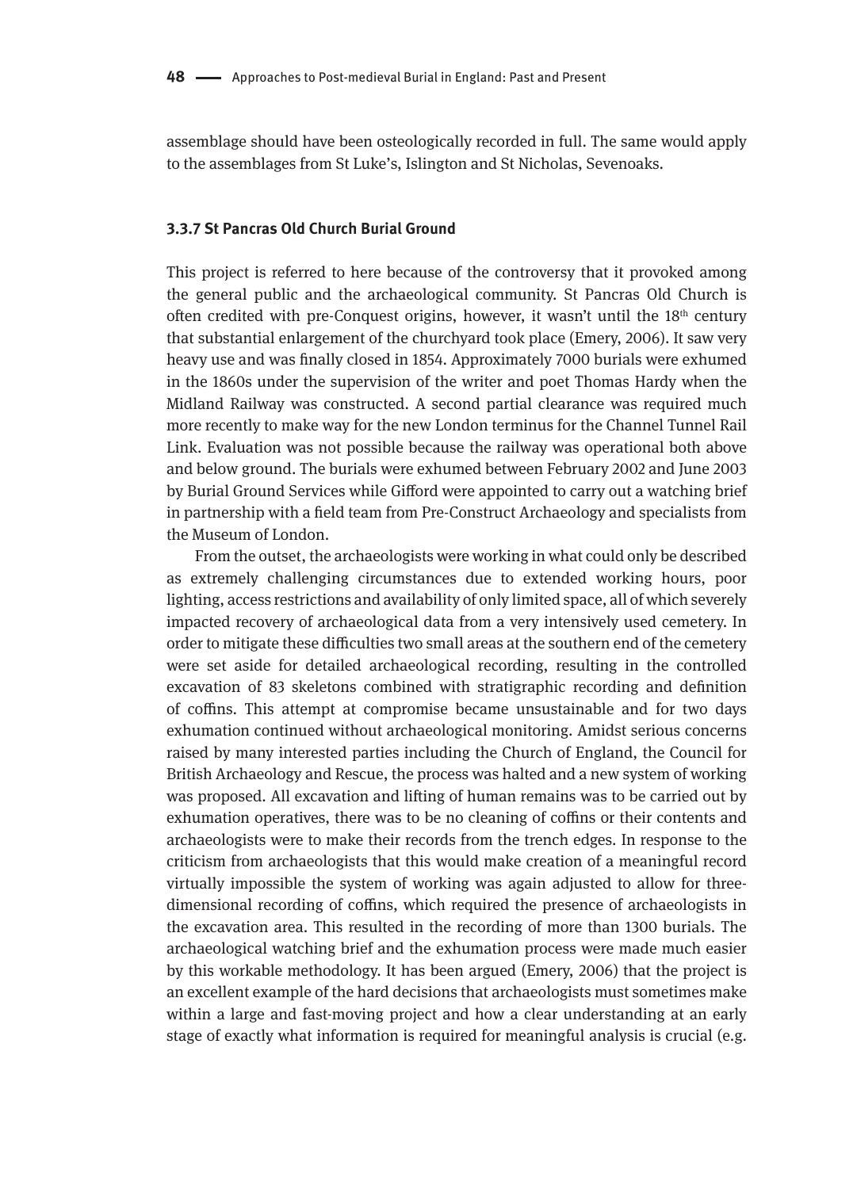assemblage should have been osteologically recorded in full. The same would apply to the assemblages from St Luke's, Islington and St Nicholas, Sevenoaks.

### 3.3.7 St Pancras Old Church Burial Ground

This project is referred to here because of the controversy that it provoked among the general public and the archaeological community. St Pancras Old Church is often credited with pre-Conquest origins, however, it wasn't until the 18th century that substantial enlargement of the churchyard took place (Emery, 2006). It saw very heavy use and was finally closed in 1854. Approximately 7000 burials were exhumed in the 1860s under the supervision of the writer and poet Thomas Hardy when the Midland Railway was constructed. A second partial clearance was required much more recently to make way for the new London terminus for the Channel Tunnel Rail Link. Evaluation was not possible because the railway was operational both above and below ground. The burials were exhumed between February 2002 and June 2003 by Burial Ground Services while Gifford were appointed to carry out a watching brief in partnership with a field team from Pre-Construct Archaeology and specialists from the Museum of London.

From the outset, the archaeologists were working in what could only be described as extremely challenging circumstances due to extended working hours, poor lighting, access restrictions and availability of only limited space, all of which severely impacted recovery of archaeological data from a very intensively used cemetery. In order to mitigate these difficulties two small areas at the southern end of the cemetery were set aside for detailed archaeological recording, resulting in the controlled excavation of 83 skeletons combined with stratigraphic recording and definition of coffins. This attempt at compromise became unsustainable and for two days exhumation continued without archaeological monitoring. Amidst serious concerns raised by many interested parties including the Church of England, the Council for British Archaeology and Rescue, the process was halted and a new system of working was proposed. All excavation and lifting of human remains was to be carried out by exhumation operatives, there was to be no cleaning of coffins or their contents and archaeologists were to make their records from the trench edges. In response to the criticism from archaeologists that this would make creation of a meaningful record virtually impossible the system of working was again adjusted to allow for three-dimensional recording of coffins, which required the presence of archaeologists in the excavation area. This resulted in the recording of more than 1300 burials. The archaeological watching brief and the exhumation process were made much easier by this workable methodology. It has been argued (Emery, 2006) that the project is an excellent example of the hard decisions that archaeologists must sometimes make within a large and fast-moving project and how a clear understanding at an early stage of exactly what information is required for meaningful analysis is crucial (e.g.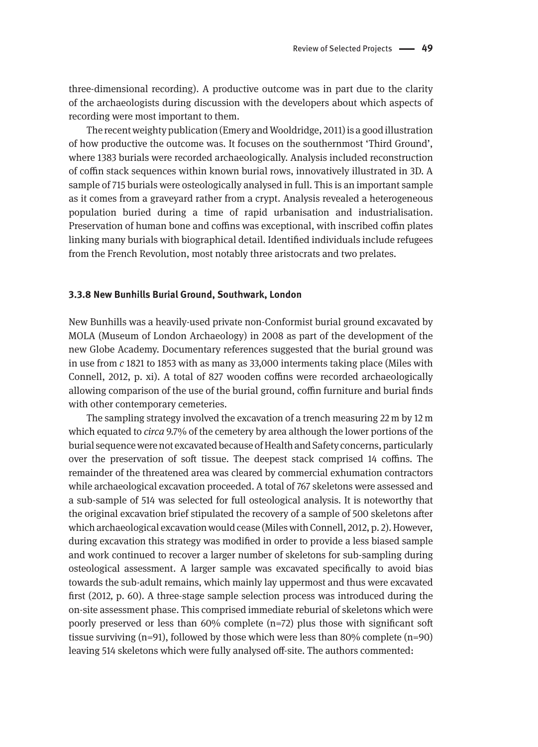three-dimensional recording). A productive outcome was in part due to the clarity of the archaeologists during discussion with the developers about which aspects of recording were most important to them.

The recent weighty publication (Emery and Wooldridge, 2011) is a good illustration of how productive the outcome was. It focuses on the southernmost 'Third Ground', where 1383 burials were recorded archaeologically. Analysis included reconstruction of coffin stack sequences within known burial rows, innovatively illustrated in 3D. A sample of 715 burials were osteologically analysed in full. This is an important sample as it comes from a graveyard rather from a crypt. Analysis revealed a heterogeneous population buried during a time of rapid urbanisation and industrialisation. Preservation of human bone and coffins was exceptional, with inscribed coffin plates linking many burials with biographical detail. Identified individuals include refugees from the French Revolution, most notably three aristocrats and two prelates.

### 3.3.8 New Bunhills Burial Ground, Southwark, London

New Bunhills was a heavily-used private non-Conformist burial ground excavated by MOLA (Museum of London Archaeology) in 2008 as part of the development of the new Globe Academy. Documentary references suggested that the burial ground was in use from *c* 1821 to 1853 with as many as 33,000 interments taking place (Miles with Connell, 2012, p. xi). A total of 827 wooden coffins were recorded archaeologically allowing comparison of the use of the burial ground, coffin furniture and burial finds with other contemporary cemeteries.

The sampling strategy involved the excavation of a trench measuring 22 m by 12 m which equated to *circa* 9.7% of the cemetery by area although the lower portions of the burial sequence were not excavated because of Health and Safety concerns, particularly over the preservation of soft tissue. The deepest stack comprised 14 coffins. The remainder of the threatened area was cleared by commercial exhumation contractors while archaeological excavation proceeded. A total of 767 skeletons were assessed and a sub-sample of 514 was selected for full osteological analysis. It is noteworthy that the original excavation brief stipulated the recovery of a sample of 500 skeletons after which archaeological excavation would cease (Miles with Connell, 2012, p. 2). However, during excavation this strategy was modified in order to provide a less biased sample and work continued to recover a larger number of skeletons for sub-sampling during osteological assessment. A larger sample was excavated specifically to avoid bias towards the sub-adult remains, which mainly lay uppermost and thus were excavated first (2012, p. 60). A three-stage sample selection process was introduced during the on-site assessment phase. This comprised immediate reburial of skeletons which were poorly preserved or less than 60% complete (n=72) plus those with significant soft tissue surviving (n=91), followed by those which were less than 80% complete (n=90) leaving 514 skeletons which were fully analysed off-site. The authors commented: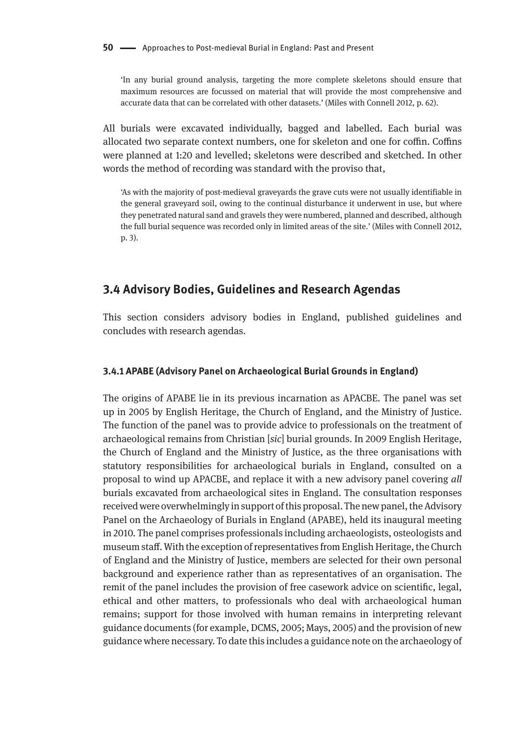> 'In any burial ground analysis, targeting the more complete skeletons should ensure that maximum resources are focussed on material that will provide the most comprehensive and accurate data that can be correlated with other datasets.' (Miles with Connell 2012, p. 62).

All burials were excavated individually, bagged and labelled. Each burial was allocated two separate context numbers, one for skeleton and one for coffin. Coffins were planned at 1:20 and levelled; skeletons were described and sketched. In other words the method of recording was standard with the proviso that,

> 'As with the majority of post-medieval graveyards the grave cuts were not usually identifiable in the general graveyard soil, owing to the continual disturbance it underwent in use, but where they penetrated natural sand and gravels they were numbered, planned and described, although the full burial sequence was recorded only in limited areas of the site.' (Miles with Connell 2012, p. 3).

## 3.4 Advisory Bodies, Guidelines and Research Agendas

This section considers advisory bodies in England, published guidelines and concludes with research agendas.

### 3.4.1 APABE (Advisory Panel on Archaeological Burial Grounds in England)

The origins of APABE lie in its previous incarnation as APACBE. The panel was set up in 2005 by English Heritage, the Church of England, and the Ministry of Justice. The function of the panel was to provide advice to professionals on the treatment of archaeological remains from Christian [*sic*] burial grounds. In 2009 English Heritage, the Church of England and the Ministry of Justice, as the three organisations with statutory responsibilities for archaeological burials in England, consulted on a proposal to wind up APACBE, and replace it with a new advisory panel covering *all* burials excavated from archaeological sites in England. The consultation responses received were overwhelmingly in support of this proposal. The new panel, the Advisory Panel on the Archaeology of Burials in England (APABE), held its inaugural meeting in 2010. The panel comprises professionals including archaeologists, osteologists and museum staff. With the exception of representatives from English Heritage, the Church of England and the Ministry of Justice, members are selected for their own personal background and experience rather than as representatives of an organisation. The remit of the panel includes the provision of free casework advice on scientific, legal, ethical and other matters, to professionals who deal with archaeological human remains; support for those involved with human remains in interpreting relevant guidance documents (for example, DCMS, 2005; Mays, 2005) and the provision of new guidance where necessary. To date this includes a guidance note on the archaeology of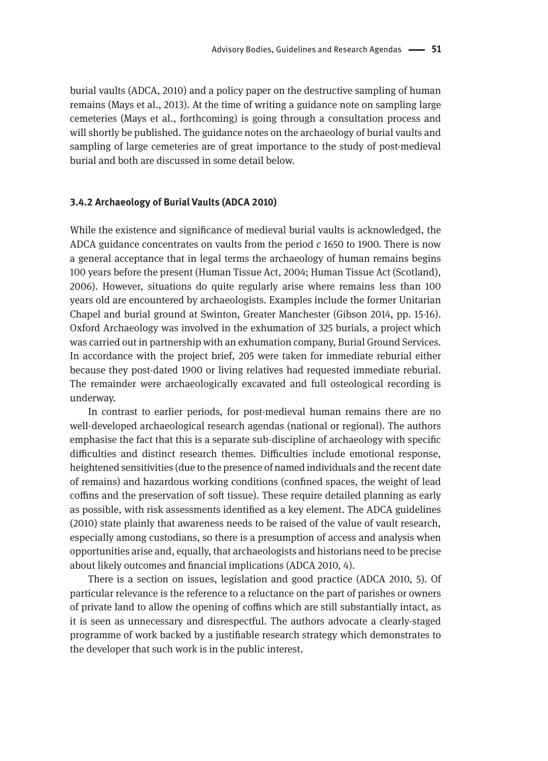burial vaults (ADCA, 2010) and a policy paper on the destructive sampling of human remains (Mays et al., 2013). At the time of writing a guidance note on sampling large cemeteries (Mays et al., forthcoming) is going through a consultation process and will shortly be published. The guidance notes on the archaeology of burial vaults and sampling of large cemeteries are of great importance to the study of post-medieval burial and both are discussed in some detail below.

### 3.4.2 Archaeology of Burial Vaults (ADCA 2010)

While the existence and significance of medieval burial vaults is acknowledged, the ADCA guidance concentrates on vaults from the period *c* 1650 to 1900. There is now a general acceptance that in legal terms the archaeology of human remains begins 100 years before the present (Human Tissue Act, 2004; Human Tissue Act (Scotland), 2006). However, situations do quite regularly arise where remains less than 100 years old are encountered by archaeologists. Examples include the former Unitarian Chapel and burial ground at Swinton, Greater Manchester (Gibson 2014, pp. 15-16). Oxford Archaeology was involved in the exhumation of 325 burials, a project which was carried out in partnership with an exhumation company, Burial Ground Services. In accordance with the project brief, 205 were taken for immediate reburial either because they post-dated 1900 or living relatives had requested immediate reburial. The remainder were archaeologically excavated and full osteological recording is underway.

In contrast to earlier periods, for post-medieval human remains there are no well-developed archaeological research agendas (national or regional). The authors emphasise the fact that this is a separate sub-discipline of archaeology with specific difficulties and distinct research themes. Difficulties include emotional response, heightened sensitivities (due to the presence of named individuals and the recent date of remains) and hazardous working conditions (confined spaces, the weight of lead coffins and the preservation of soft tissue). These require detailed planning as early as possible, with risk assessments identified as a key element. The ADCA guidelines (2010) state plainly that awareness needs to be raised of the value of vault research, especially among custodians, so there is a presumption of access and analysis when opportunities arise and, equally, that archaeologists and historians need to be precise about likely outcomes and financial implications (ADCA 2010, 4).

There is a section on issues, legislation and good practice (ADCA 2010, 5). Of particular relevance is the reference to a reluctance on the part of parishes or owners of private land to allow the opening of coffins which are still substantially intact, as it is seen as unnecessary and disrespectful. The authors advocate a clearly-staged programme of work backed by a justifiable research strategy which demonstrates to the developer that such work is in the public interest.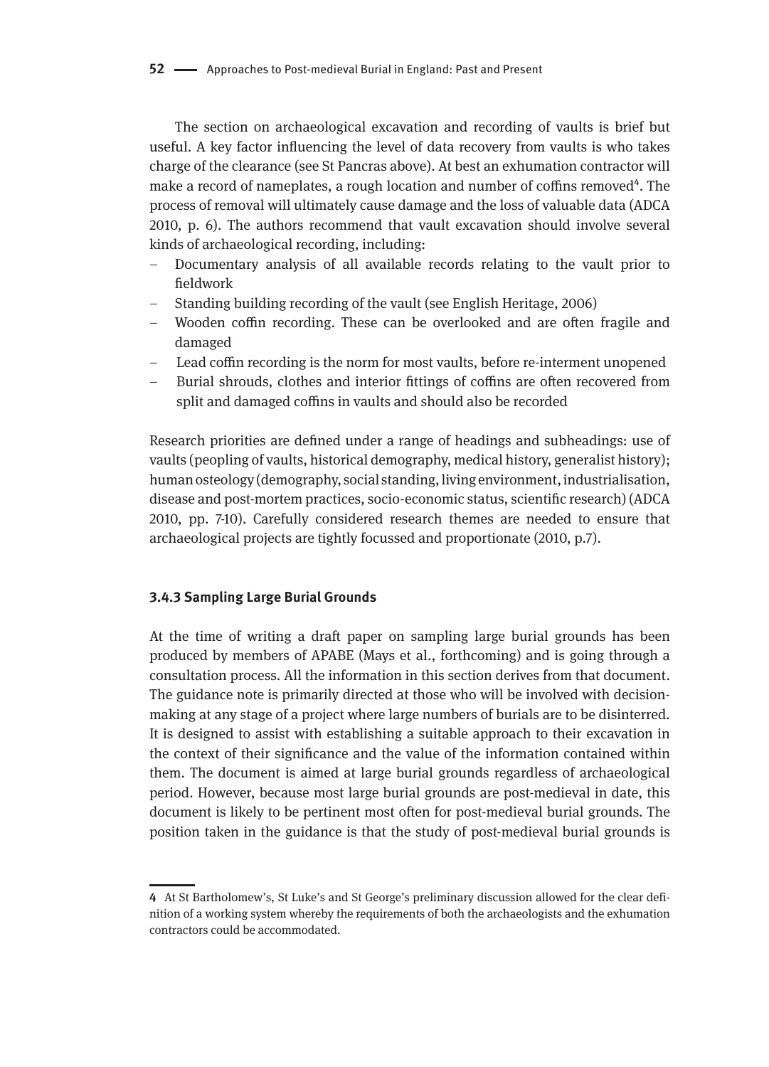The section on archaeological excavation and recording of vaults is brief but useful. A key factor influencing the level of data recovery from vaults is who takes charge of the clearance (see St Pancras above). At best an exhumation contractor will make a record of nameplates, a rough location and number of coffins removed[4]. The process of removal will ultimately cause damage and the loss of valuable data (ADCA 2010, p. 6). The authors recommend that vault excavation should involve several kinds of archaeological recording, including:

- Documentary analysis of all available records relating to the vault prior to fieldwork
- Standing building recording of the vault (see English Heritage, 2006)
- Wooden coffin recording. These can be overlooked and are often fragile and damaged
- Lead coffin recording is the norm for most vaults, before re-interment unopened
- Burial shrouds, clothes and interior fittings of coffins are often recovered from split and damaged coffins in vaults and should also be recorded

Research priorities are defined under a range of headings and subheadings: use of vaults (peopling of vaults, historical demography, medical history, generalist history); human osteology (demography, social standing, living environment, industrialisation, disease and post-mortem practices, socio-economic status, scientific research) (ADCA 2010, pp. 7-10). Carefully considered research themes are needed to ensure that archaeological projects are tightly focussed and proportionate (2010, p.7).

### 3.4.3 Sampling Large Burial Grounds

At the time of writing a draft paper on sampling large burial grounds has been produced by members of APABE (Mays et al., forthcoming) and is going through a consultation process. All the information in this section derives from that document. The guidance note is primarily directed at those who will be involved with decision-making at any stage of a project where large numbers of burials are to be disinterred. It is designed to assist with establishing a suitable approach to their excavation in the context of their significance and the value of the information contained within them. The document is aimed at large burial grounds regardless of archaeological period. However, because most large burial grounds are post-medieval in date, this document is likely to be pertinent most often for post-medieval burial grounds. The position taken in the guidance is that the study of post-medieval burial grounds is

---

4 At St Bartholomew's, St Luke's and St George's preliminary discussion allowed for the clear definition of a working system whereby the requirements of both the archaeologists and the exhumation contractors could be accommodated.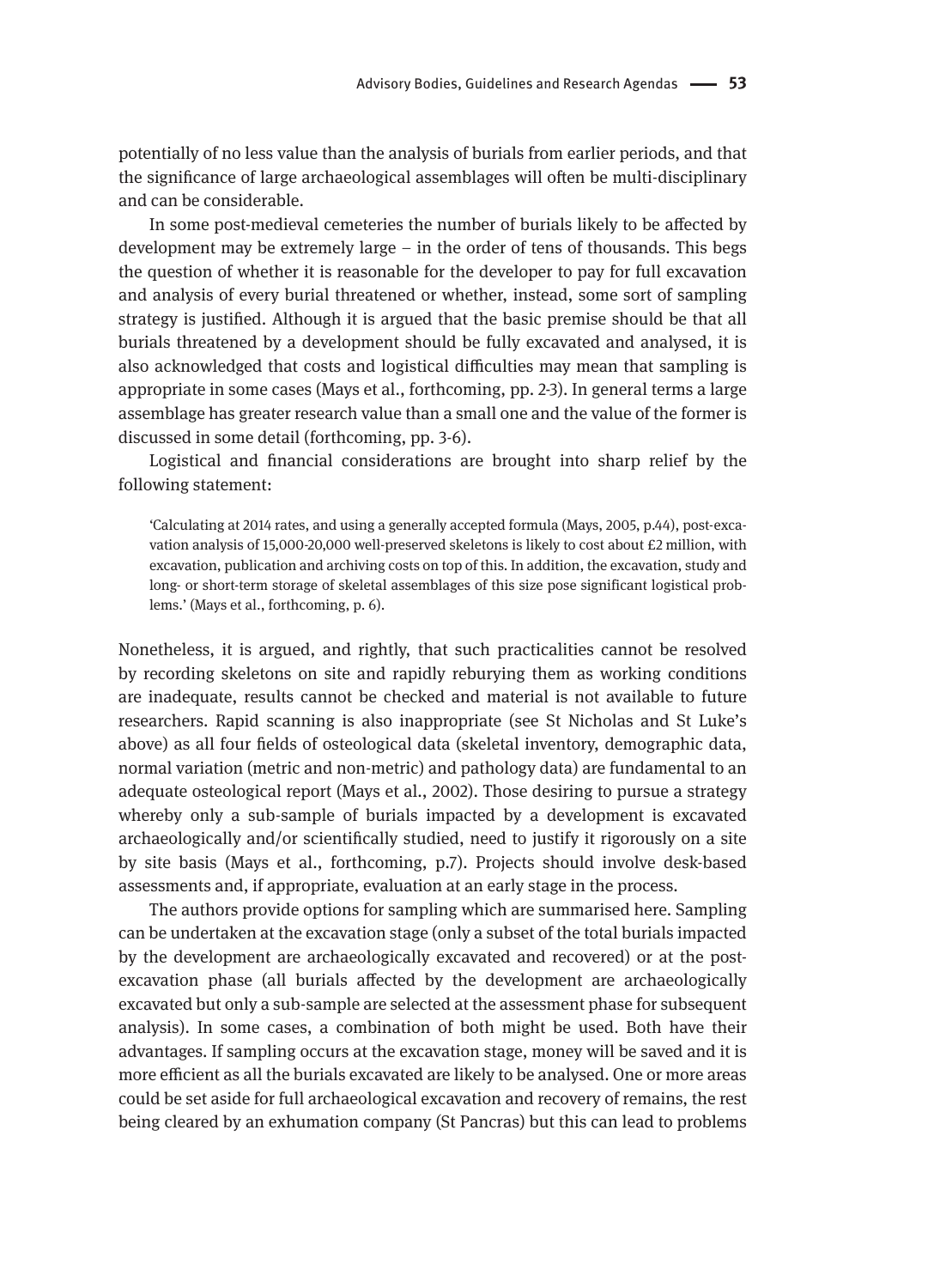potentially of no less value than the analysis of burials from earlier periods, and that the significance of large archaeological assemblages will often be multi-disciplinary and can be considerable.

In some post-medieval cemeteries the number of burials likely to be affected by development may be extremely large – in the order of tens of thousands. This begs the question of whether it is reasonable for the developer to pay for full excavation and analysis of every burial threatened or whether, instead, some sort of sampling strategy is justified. Although it is argued that the basic premise should be that all burials threatened by a development should be fully excavated and analysed, it is also acknowledged that costs and logistical difficulties may mean that sampling is appropriate in some cases (Mays et al., forthcoming, pp. 2-3). In general terms a large assemblage has greater research value than a small one and the value of the former is discussed in some detail (forthcoming, pp. 3-6).

Logistical and financial considerations are brought into sharp relief by the following statement:

> 'Calculating at 2014 rates, and using a generally accepted formula (Mays, 2005, p.44), post-excavation analysis of 15,000-20,000 well-preserved skeletons is likely to cost about £2 million, with excavation, publication and archiving costs on top of this. In addition, the excavation, study and long- or short-term storage of skeletal assemblages of this size pose significant logistical problems.' (Mays et al., forthcoming, p. 6).

Nonetheless, it is argued, and rightly, that such practicalities cannot be resolved by recording skeletons on site and rapidly reburying them as working conditions are inadequate, results cannot be checked and material is not available to future researchers. Rapid scanning is also inappropriate (see St Nicholas and St Luke's above) as all four fields of osteological data (skeletal inventory, demographic data, normal variation (metric and non-metric) and pathology data) are fundamental to an adequate osteological report (Mays et al., 2002). Those desiring to pursue a strategy whereby only a sub-sample of burials impacted by a development is excavated archaeologically and/or scientifically studied, need to justify it rigorously on a site by site basis (Mays et al., forthcoming, p.7). Projects should involve desk-based assessments and, if appropriate, evaluation at an early stage in the process.

The authors provide options for sampling which are summarised here. Sampling can be undertaken at the excavation stage (only a subset of the total burials impacted by the development are archaeologically excavated and recovered) or at the post-excavation phase (all burials affected by the development are archaeologically excavated but only a sub-sample are selected at the assessment phase for subsequent analysis). In some cases, a combination of both might be used. Both have their advantages. If sampling occurs at the excavation stage, money will be saved and it is more efficient as all the burials excavated are likely to be analysed. One or more areas could be set aside for full archaeological excavation and recovery of remains, the rest being cleared by an exhumation company (St Pancras) but this can lead to problems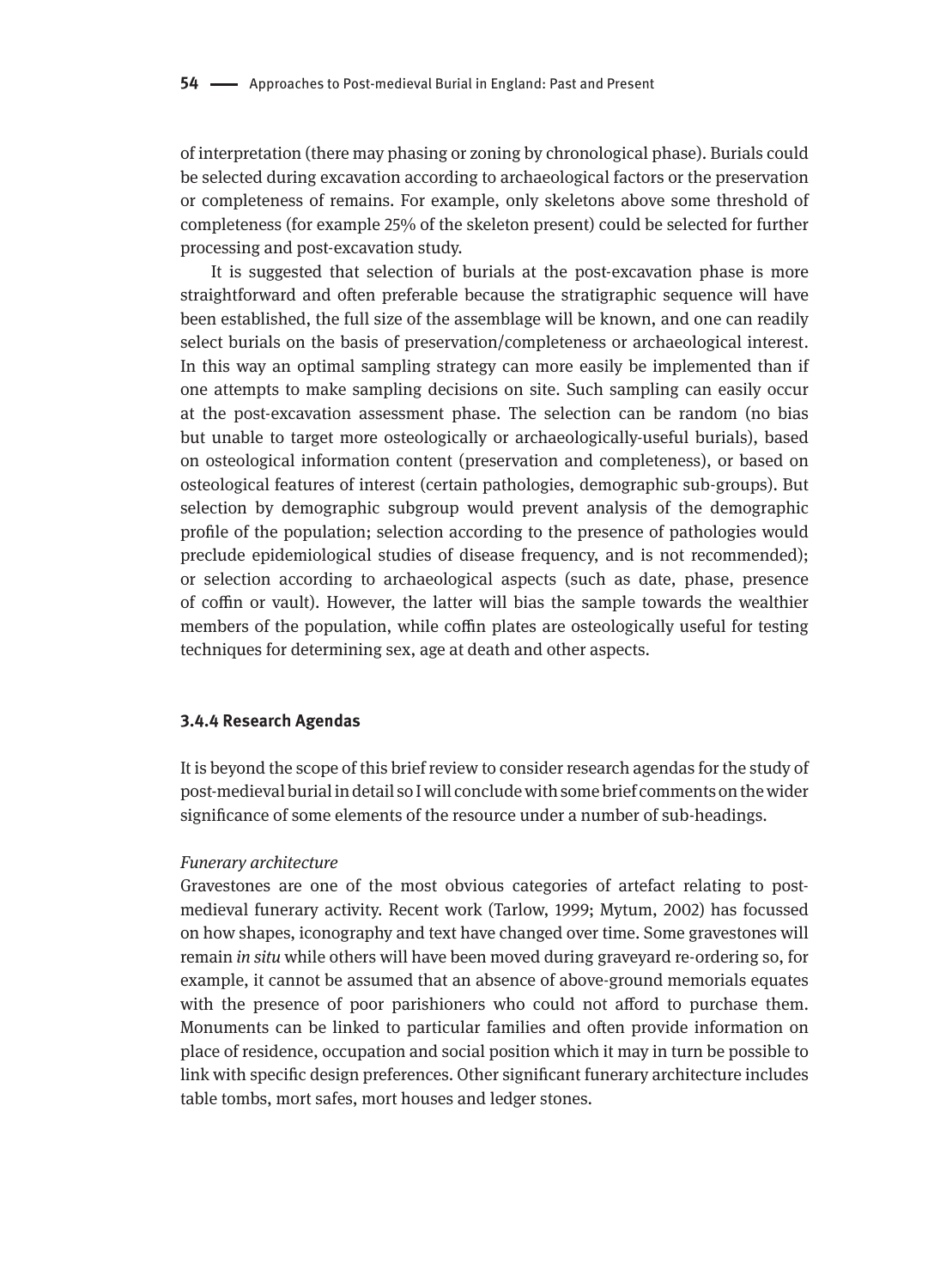of interpretation (there may phasing or zoning by chronological phase). Burials could be selected during excavation according to archaeological factors or the preservation or completeness of remains. For example, only skeletons above some threshold of completeness (for example 25% of the skeleton present) could be selected for further processing and post-excavation study.

It is suggested that selection of burials at the post-excavation phase is more straightforward and often preferable because the stratigraphic sequence will have been established, the full size of the assemblage will be known, and one can readily select burials on the basis of preservation/completeness or archaeological interest. In this way an optimal sampling strategy can more easily be implemented than if one attempts to make sampling decisions on site. Such sampling can easily occur at the post-excavation assessment phase. The selection can be random (no bias but unable to target more osteologically or archaeologically-useful burials), based on osteological information content (preservation and completeness), or based on osteological features of interest (certain pathologies, demographic sub-groups). But selection by demographic subgroup would prevent analysis of the demographic profile of the population; selection according to the presence of pathologies would preclude epidemiological studies of disease frequency, and is not recommended); or selection according to archaeological aspects (such as date, phase, presence of coffin or vault). However, the latter will bias the sample towards the wealthier members of the population, while coffin plates are osteologically useful for testing techniques for determining sex, age at death and other aspects.

### 3.4.4 Research Agendas

It is beyond the scope of this brief review to consider research agendas for the study of post-medieval burial in detail so I will conclude with some brief comments on the wider significance of some elements of the resource under a number of sub-headings.

*Funerary architecture*

Gravestones are one of the most obvious categories of artefact relating to post-medieval funerary activity. Recent work (Tarlow, 1999; Mytum, 2002) has focussed on how shapes, iconography and text have changed over time. Some gravestones will remain *in situ* while others will have been moved during graveyard re-ordering so, for example, it cannot be assumed that an absence of above-ground memorials equates with the presence of poor parishioners who could not afford to purchase them. Monuments can be linked to particular families and often provide information on place of residence, occupation and social position which it may in turn be possible to link with specific design preferences. Other significant funerary architecture includes table tombs, mort safes, mort houses and ledger stones.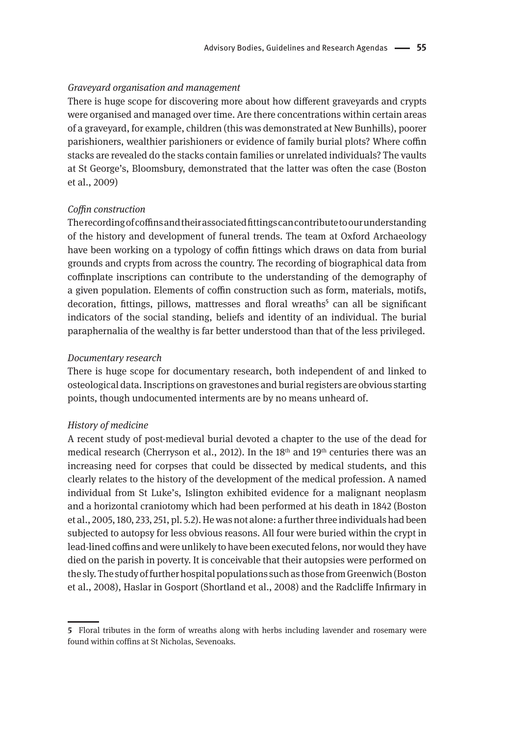*Graveyard organisation and management*

There is huge scope for discovering more about how different graveyards and crypts were organised and managed over time. Are there concentrations within certain areas of a graveyard, for example, children (this was demonstrated at New Bunhills), poorer parishioners, wealthier parishioners or evidence of family burial plots? Where coffin stacks are revealed do the stacks contain families or unrelated individuals? The vaults at St George's, Bloomsbury, demonstrated that the latter was often the case (Boston et al., 2009)

*Coffin construction*

The recording of coffins and their associated fittings can contribute to our understanding of the history and development of funeral trends. The team at Oxford Archaeology have been working on a typology of coffin fittings which draws on data from burial grounds and crypts from across the country. The recording of biographical data from coffinplate inscriptions can contribute to the understanding of the demography of a given population. Elements of coffin construction such as form, materials, motifs, decoration, fittings, pillows, mattresses and floral wreaths[5] can all be significant indicators of the social standing, beliefs and identity of an individual. The burial paraphernalia of the wealthy is far better understood than that of the less privileged.

*Documentary research*

There is huge scope for documentary research, both independent of and linked to osteological data. Inscriptions on gravestones and burial registers are obvious starting points, though undocumented interments are by no means unheard of.

*History of medicine*

A recent study of post-medieval burial devoted a chapter to the use of the dead for medical research (Cherryson et al., 2012). In the 18th and 19th centuries there was an increasing need for corpses that could be dissected by medical students, and this clearly relates to the history of the development of the medical profession. A named individual from St Luke's, Islington exhibited evidence for a malignant neoplasm and a horizontal craniotomy which had been performed at his death in 1842 (Boston et al., 2005, 180, 233, 251, pl. 5.2). He was not alone: a further three individuals had been subjected to autopsy for less obvious reasons. All four were buried within the crypt in lead-lined coffins and were unlikely to have been executed felons, nor would they have died on the parish in poverty. It is conceivable that their autopsies were performed on the sly. The study of further hospital populations such as those from Greenwich (Boston et al., 2008), Haslar in Gosport (Shortland et al., 2008) and the Radcliffe Infirmary in

---

[5] Floral tributes in the form of wreaths along with herbs including lavender and rosemary were found within coffins at St Nicholas, Sevenoaks.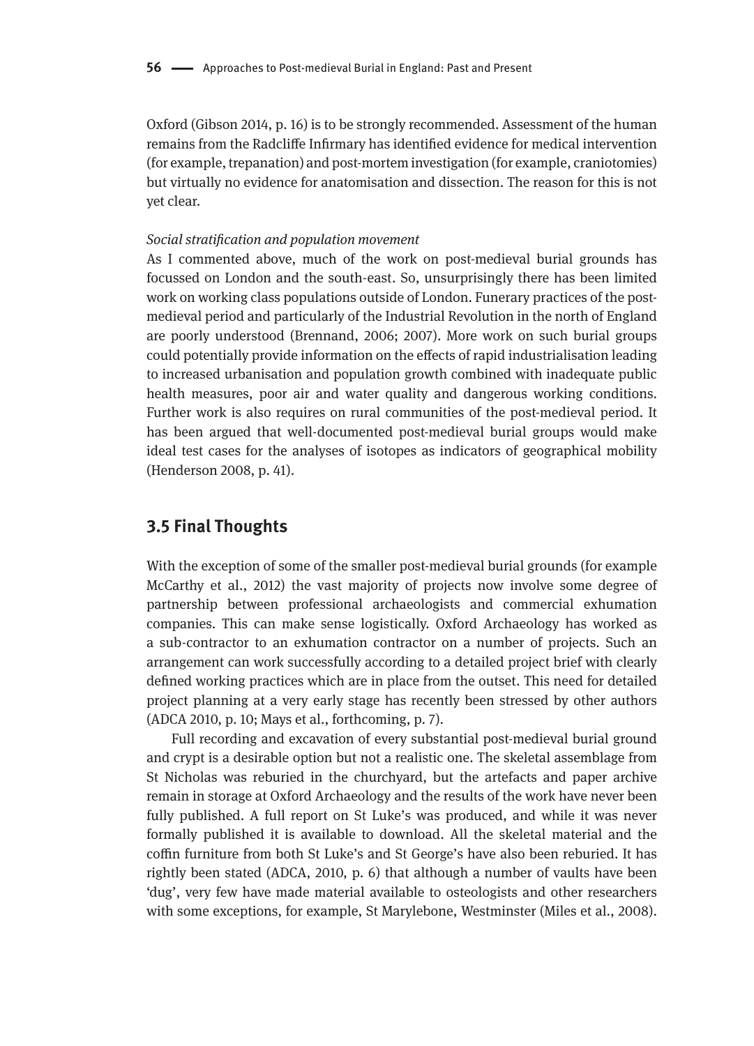Oxford (Gibson 2014, p. 16) is to be strongly recommended. Assessment of the human remains from the Radcliffe Infirmary has identified evidence for medical intervention (for example, trepanation) and post-mortem investigation (for example, craniotomies) but virtually no evidence for anatomisation and dissection. The reason for this is not yet clear.

*Social stratification and population movement*

As I commented above, much of the work on post-medieval burial grounds has focussed on London and the south-east. So, unsurprisingly there has been limited work on working class populations outside of London. Funerary practices of the post-medieval period and particularly of the Industrial Revolution in the north of England are poorly understood (Brennand, 2006; 2007). More work on such burial groups could potentially provide information on the effects of rapid industrialisation leading to increased urbanisation and population growth combined with inadequate public health measures, poor air and water quality and dangerous working conditions. Further work is also requires on rural communities of the post-medieval period. It has been argued that well-documented post-medieval burial groups would make ideal test cases for the analyses of isotopes as indicators of geographical mobility (Henderson 2008, p. 41).

## 3.5 Final Thoughts

With the exception of some of the smaller post-medieval burial grounds (for example McCarthy et al., 2012) the vast majority of projects now involve some degree of partnership between professional archaeologists and commercial exhumation companies. This can make sense logistically. Oxford Archaeology has worked as a sub-contractor to an exhumation contractor on a number of projects. Such an arrangement can work successfully according to a detailed project brief with clearly defined working practices which are in place from the outset. This need for detailed project planning at a very early stage has recently been stressed by other authors (ADCA 2010, p. 10; Mays et al., forthcoming, p. 7).

Full recording and excavation of every substantial post-medieval burial ground and crypt is a desirable option but not a realistic one. The skeletal assemblage from St Nicholas was reburied in the churchyard, but the artefacts and paper archive remain in storage at Oxford Archaeology and the results of the work have never been fully published. A full report on St Luke's was produced, and while it was never formally published it is available to download. All the skeletal material and the coffin furniture from both St Luke's and St George's have also been reburied. It has rightly been stated (ADCA, 2010, p. 6) that although a number of vaults have been 'dug', very few have made material available to osteologists and other researchers with some exceptions, for example, St Marylebone, Westminster (Miles et al., 2008).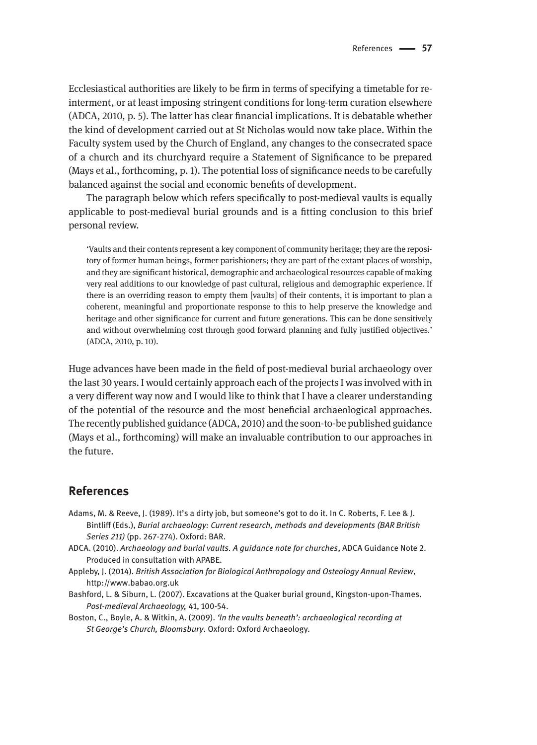Ecclesiastical authorities are likely to be firm in terms of specifying a timetable for re-interment, or at least imposing stringent conditions for long-term curation elsewhere (ADCA, 2010, p. 5). The latter has clear financial implications. It is debatable whether the kind of development carried out at St Nicholas would now take place. Within the Faculty system used by the Church of England, any changes to the consecrated space of a church and its churchyard require a Statement of Significance to be prepared (Mays et al., forthcoming, p. 1). The potential loss of significance needs to be carefully balanced against the social and economic benefits of development.

The paragraph below which refers specifically to post-medieval vaults is equally applicable to post-medieval burial grounds and is a fitting conclusion to this brief personal review.

> 'Vaults and their contents represent a key component of community heritage; they are the repository of former human beings, former parishioners; they are part of the extant places of worship, and they are significant historical, demographic and archaeological resources capable of making very real additions to our knowledge of past cultural, religious and demographic experience. If there is an overriding reason to empty them [vaults] of their contents, it is important to plan a coherent, meaningful and proportionate response to this to help preserve the knowledge and heritage and other significance for current and future generations. This can be done sensitively and without overwhelming cost through good forward planning and fully justified objectives.' (ADCA, 2010, p. 10).

Huge advances have been made in the field of post-medieval burial archaeology over the last 30 years. I would certainly approach each of the projects I was involved with in a very different way now and I would like to think that I have a clearer understanding of the potential of the resource and the most beneficial archaeological approaches. The recently published guidance (ADCA, 2010) and the soon-to-be published guidance (Mays et al., forthcoming) will make an invaluable contribution to our approaches in the future.

## References

Adams, M. & Reeve, J. (1989). It's a dirty job, but someone's got to do it. In C. Roberts, F. Lee & J. Bintliff (Eds.), *Burial archaeology: Current research, methods and developments (BAR British Series 211)* (pp. 267-274). Oxford: BAR.

ADCA. (2010). *Archaeology and burial vaults. A guidance note for churches*, ADCA Guidance Note 2. Produced in consultation with APABE.

Appleby, J. (2014). *British Association for Biological Anthropology and Osteology Annual Review*, http://www.babao.org.uk

Bashford, L. & Siburn, L. (2007). Excavations at the Quaker burial ground, Kingston-upon-Thames. *Post-medieval Archaeology,* 41, 100-54.

Boston, C., Boyle, A. & Witkin, A. (2009). *'In the vaults beneath': archaeological recording at St George's Church, Bloomsbury*. Oxford: Oxford Archaeology.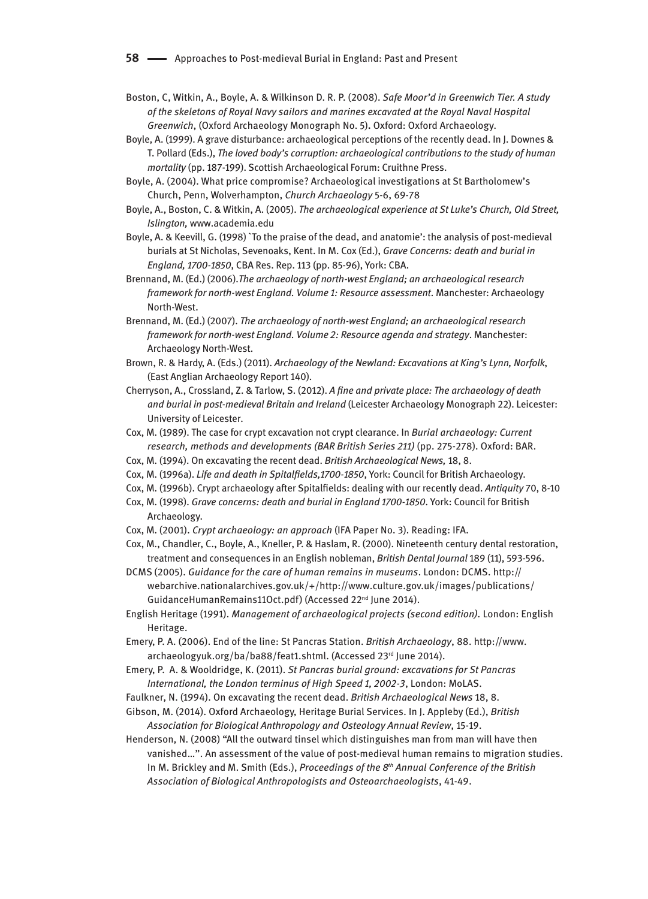Boston, C, Witkin, A., Boyle, A. & Wilkinson D. R. P. (2008). *Safe Moor'd in Greenwich Tier. A study of the skeletons of Royal Navy sailors and marines excavated at the Royal Naval Hospital Greenwich*, (Oxford Archaeology Monograph No. 5). Oxford: Oxford Archaeology.

Boyle, A. (1999). A grave disturbance: archaeological perceptions of the recently dead. In J. Downes & T. Pollard (Eds.), *The loved body's corruption: archaeological contributions to the study of human mortality* (pp. 187-199). Scottish Archaeological Forum: Cruithne Press.

Boyle, A. (2004). What price compromise? Archaeological investigations at St Bartholomew's Church, Penn, Wolverhampton, *Church Archaeology* 5-6, 69-78

Boyle, A., Boston, C. & Witkin, A. (2005). *The archaeological experience at St Luke's Church, Old Street, Islington,* www.academia.edu

Boyle, A. & Keevill, G. (1998) `To the praise of the dead, and anatomie': the analysis of post-medieval burials at St Nicholas, Sevenoaks, Kent. In M. Cox (Ed.), *Grave Concerns: death and burial in England, 1700-1850*, CBA Res. Rep. 113 (pp. 85-96), York: CBA.

Brennand, M. (Ed.) (2006).*The archaeology of north-west England; an archaeological research framework for north-west England. Volume 1: Resource assessment*. Manchester: Archaeology North-West.

Brennand, M. (Ed.) (2007). *The archaeology of north-west England; an archaeological research framework for north-west England. Volume 2: Resource agenda and strategy*. Manchester: Archaeology North-West.

Brown, R. & Hardy, A. (Eds.) (2011). *Archaeology of the Newland: Excavations at King's Lynn, Norfolk*, (East Anglian Archaeology Report 140).

Cherryson, A., Crossland, Z. & Tarlow, S. (2012). *A fine and private place: The archaeology of death and burial in post-medieval Britain and Ireland* (Leicester Archaeology Monograph 22). Leicester: University of Leicester.

Cox, M. (1989). The case for crypt excavation not crypt clearance. In *Burial archaeology: Current research, methods and developments (BAR British Series 211)* (pp. 275-278). Oxford: BAR.

Cox, M. (1994). On excavating the recent dead. *British Archaeological News,* 18, 8.

Cox, M. (1996a). *Life and death in Spitalfields,1700-1850*, York: Council for British Archaeology.

Cox, M. (1996b). Crypt archaeology after Spitalfields: dealing with our recently dead. *Antiquity* 70, 8-10

Cox, M. (1998). *Grave concerns: death and burial in England 1700-1850*. York: Council for British Archaeology.

Cox, M. (2001). *Crypt archaeology: an approach* (IFA Paper No. 3). Reading: IFA.

Cox, M., Chandler, C., Boyle, A., Kneller, P. & Haslam, R. (2000). Nineteenth century dental restoration, treatment and consequences in an English nobleman, *British Dental Journal* 189 (11), 593-596.

DCMS (2005). *Guidance for the care of human remains in museums*. London: DCMS. http://webarchive.nationalarchives.gov.uk/+/http://www.culture.gov.uk/images/publications/GuidanceHumanRemains11Oct.pdf) (Accessed 22nd June 2014).

English Heritage (1991). *Management of archaeological projects (second edition).* London: English Heritage.

Emery, P. A. (2006). End of the line: St Pancras Station. *British Archaeology*, 88. http://www.archaeologyuk.org/ba/ba88/feat1.shtml. (Accessed 23rd June 2014).

Emery, P. A. & Wooldridge, K. (2011). *St Pancras burial ground: excavations for St Pancras International, the London terminus of High Speed 1, 2002-3*, London: MoLAS.

Faulkner, N. (1994). On excavating the recent dead. *British Archaeological News* 18, 8.

Gibson, M. (2014). Oxford Archaeology, Heritage Burial Services. In J. Appleby (Ed.), *British Association for Biological Anthropology and Osteology Annual Review*, 15-19.

Henderson, N. (2008) "All the outward tinsel which distinguishes man from man will have then vanished…". An assessment of the value of post-medieval human remains to migration studies. In M. Brickley and M. Smith (Eds.), *Proceedings of the 8th Annual Conference of the British Association of Biological Anthropologists and Osteoarchaeologists*, 41-49.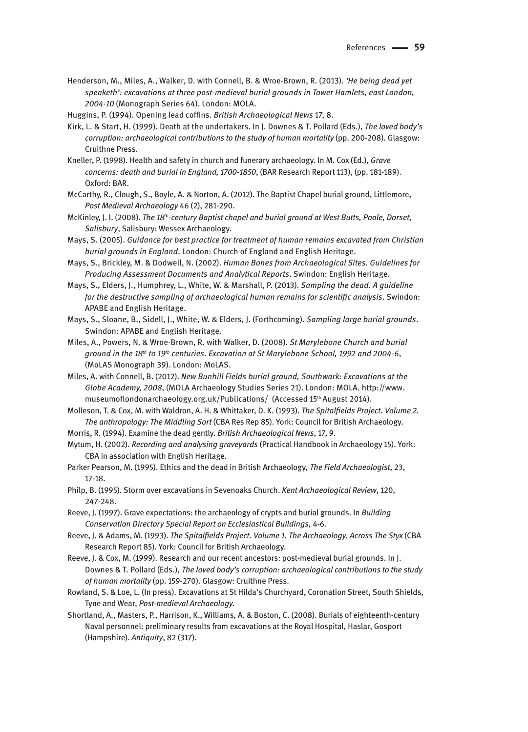Henderson, M., Miles, A., Walker, D. with Connell, B. & Wroe-Brown, R. (2013). *'He being dead yet speaketh': excavations at three post-medieval burial grounds in Tower Hamlets, east London, 2004-10* (Monograph Series 64). London: MOLA.

Huggins, P. (1994). Opening lead coffins. *British Archaeological News* 17, 8.

Kirk, L. & Start, H. (1999). Death at the undertakers. In J. Downes & T. Pollard (Eds.), *The loved body's corruption: archaeological contributions to the study of human mortality* (pp. 200-208). Glasgow: Cruithne Press.

Kneller, P. (1998). Health and safety in church and funerary archaeology. In M. Cox (Ed.), *Grave concerns: death and burial in England, 1700-1850*, (BAR Research Report 113), (pp. 181-189). Oxford: BAR.

McCarthy, R., Clough, S., Boyle, A. & Norton, A. (2012). The Baptist Chapel burial ground, Littlemore, *Post Medieval Archaeology* 46 (2), 281-290.

McKinley, J. I. (2008). *The 18th-century Baptist chapel and burial ground at West Butts, Poole, Dorset, Salisbury*, Salisbury: Wessex Archaeology.

Mays, S. (2005). *Guidance for best practice for treatment of human remains excavated from Christian burial grounds in England*. London: Church of England and English Heritage.

Mays, S., Brickley, M. & Dodwell, N. (2002). *Human Bones from Archaeological Sites. Guidelines for Producing Assessment Documents and Analytical Reports*. Swindon: English Heritage.

Mays, S., Elders, J., Humphrey, L., White, W. & Marshall, P. (2013). *Sampling the dead. A guideline for the destructive sampling of archaeological human remains for scientific analysis*. Swindon: APABE and English Heritage.

Mays, S., Sloane, B., Sidell, J., White, W. & Elders, J. (Forthcoming). *Sampling large burial grounds*. Swindon: APABE and English Heritage.

Miles, A., Powers, N. & Wroe-Brown, R. with Walker, D. (2008). *St Marylebone Church and burial ground in the 18th to 19th centuries. Excavation at St Marylebone School, 1992 and 2004-6*, (MoLAS Monograph 39). London: MoLAS.

Miles, A. with Connell, B. (2012). *New Bunhill Fields burial ground, Southwark: Excavations at the Globe Academy, 2008*, (MOLA Archaeology Studies Series 21). London: MOLA. http://www.museumoflondonarchaeology.org.uk/Publications/ (Accessed 15th August 2014).

Molleson, T. & Cox, M. with Waldron, A. H. & Whittaker, D. K. (1993). *The Spitalfields Project. Volume 2. The anthropology: The Middling Sort* (CBA Res Rep 85). York: Council for British Archaeology.

Morris, R. (1994). Examine the dead gently. *British Archaeological News*, 17, 9.

Mytum, H. (2002). *Recording and analysing graveyards* (Practical Handbook in Archaeology 15). York: CBA in association with English Heritage.

Parker Pearson, M. (1995). Ethics and the dead in British Archaeology, *The Field Archaeologist*, 23, 17-18.

Philp, B. (1995). Storm over excavations in Sevenoaks Church. *Kent Archaeological Review*, 120, 247-248.

Reeve, J. (1997). Grave expectations: the archaeology of crypts and burial grounds. In *Building Conservation Directory Special Report on Ecclesiastical Buildings,* 4-6.

Reeve, J. & Adams, M. (1993). *The Spitalfields Project. Volume 1. The Archaeology. Across The Styx* (CBA Research Report 85). York: Council for British Archaeology.

Reeve, J. & Cox, M. (1999). Research and our recent ancestors: post-medieval burial grounds. In J. Downes & T. Pollard (Eds.), *The loved body's corruption: archaeological contributions to the study of human mortality* (pp. 159-270). Glasgow: Cruithne Press.

Rowland, S. & Loe, L. (In press). Excavations at St Hilda's Churchyard, Coronation Street, South Shields, Tyne and Wear, *Post-medieval Archaeology.*

Shortland, A., Masters, P., Harrison, K., Williams, A. & Boston, C. (2008). Burials of eighteenth-century Naval personnel: preliminary results from excavations at the Royal Hospital, Haslar, Gosport (Hampshire). *Antiquity*, 82 (317).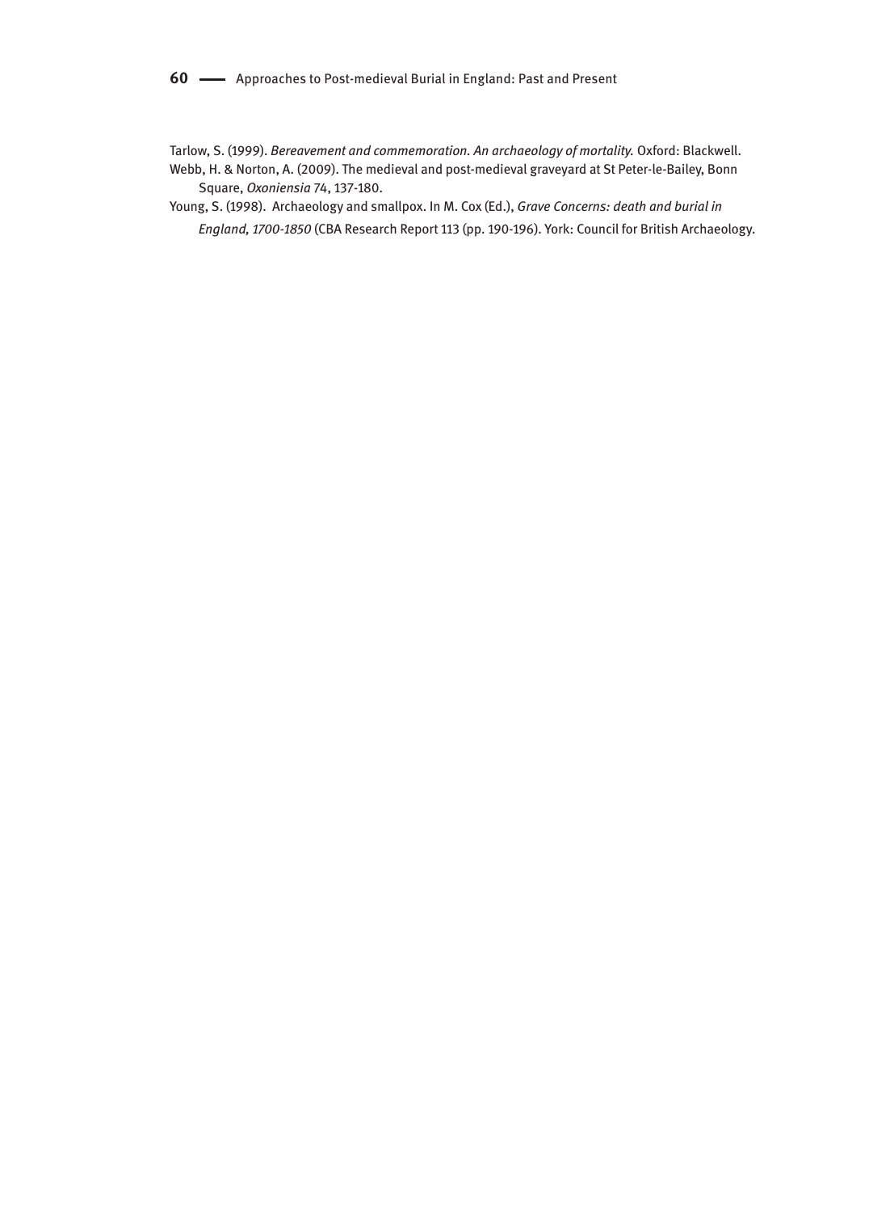Tarlow, S. (1999). *Bereavement and commemoration. An archaeology of mortality.* Oxford: Blackwell.

Webb, H. & Norton, A. (2009). The medieval and post-medieval graveyard at St Peter-le-Bailey, Bonn Square, *Oxoniensia* 74, 137-180.

Young, S. (1998). Archaeology and smallpox. In M. Cox (Ed.), *Grave Concerns: death and burial in England, 1700-1850* (CBA Research Report 113 (pp. 190-196). York: Council for British Archaeology.